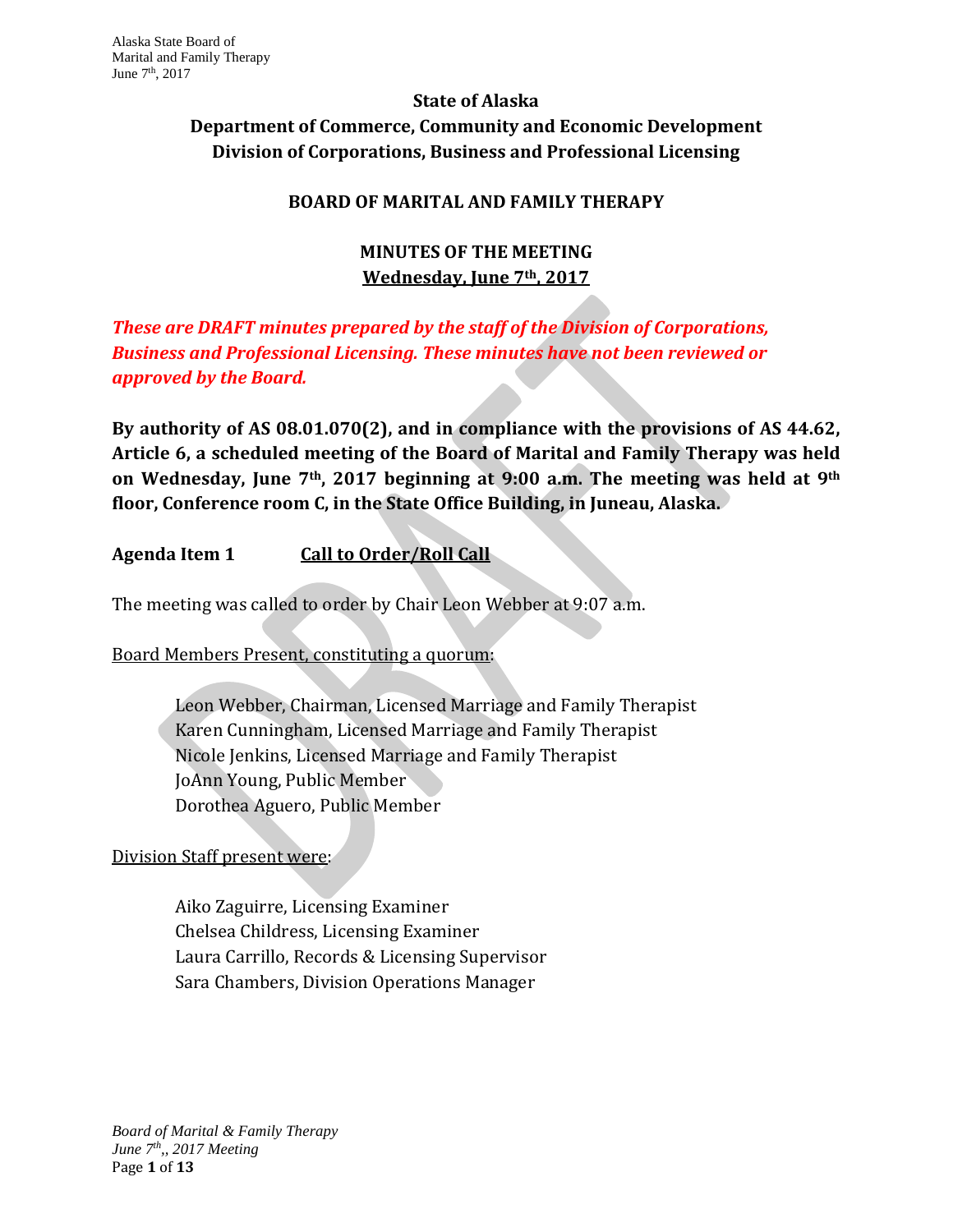**State of Alaska**
**Department of Commerce, Community and Economic Development**
**Division of Corporations, Business and Professional Licensing**

## BOARD OF MARITAL AND FAMILY THERAPY

### MINUTES OF THE MEETING
**Wednesday, June 7th, 2017**

***These are DRAFT minutes prepared by the staff of the Division of Corporations, Business and Professional Licensing. These minutes have not been reviewed or approved by the Board.***

**By authority of AS 08.01.070(2), and in compliance with the provisions of AS 44.62, Article 6, a scheduled meeting of the Board of Marital and Family Therapy was held on Wednesday, June 7th, 2017 beginning at 9:00 a.m. The meeting was held at 9th floor, Conference room C, in the State Office Building, in Juneau, Alaska.**

**Agenda Item 1** **Call to Order/Roll Call**

The meeting was called to order by Chair Leon Webber at 9:07 a.m.

Board Members Present, constituting a quorum:

- Leon Webber, Chairman, Licensed Marriage and Family Therapist
- Karen Cunningham, Licensed Marriage and Family Therapist
- Nicole Jenkins, Licensed Marriage and Family Therapist
- JoAnn Young, Public Member
- Dorothea Aguero, Public Member

Division Staff present were:

- Aiko Zaguirre, Licensing Examiner
- Chelsea Childress, Licensing Examiner
- Laura Carrillo, Records & Licensing Supervisor
- Sara Chambers, Division Operations Manager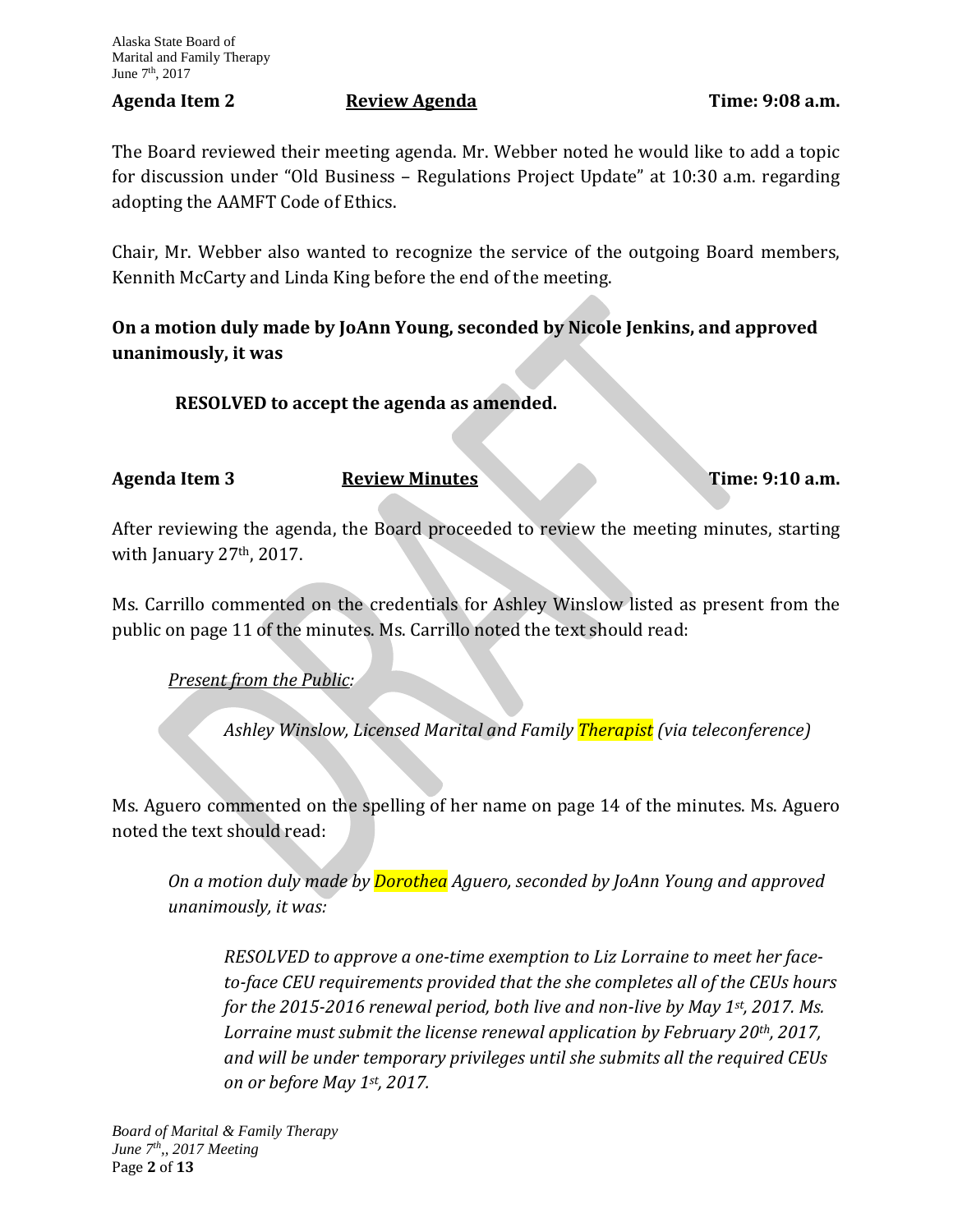**Agenda Item 2** **Review Agenda** **Time: 9:08 a.m.**

The Board reviewed their meeting agenda. Mr. Webber noted he would like to add a topic for discussion under "Old Business – Regulations Project Update" at 10:30 a.m. regarding adopting the AAMFT Code of Ethics.

Chair, Mr. Webber also wanted to recognize the service of the outgoing Board members, Kennith McCarty and Linda King before the end of the meeting.

**On a motion duly made by JoAnn Young, seconded by Nicole Jenkins, and approved unanimously, it was**

> **RESOLVED to accept the agenda as amended.**

**Agenda Item 3** **Review Minutes** **Time: 9:10 a.m.**

After reviewing the agenda, the Board proceeded to review the meeting minutes, starting with January 27th, 2017.

Ms. Carrillo commented on the credentials for Ashley Winslow listed as present from the public on page 11 of the minutes. Ms. Carrillo noted the text should read:

> *Present from the Public:*
>
> > *Ashley Winslow, Licensed Marital and Family Therapist (via teleconference)*

Ms. Aguero commented on the spelling of her name on page 14 of the minutes. Ms. Aguero noted the text should read:

> *On a motion duly made by Dorothea Aguero, seconded by JoAnn Young and approved unanimously, it was:*
>
> > *RESOLVED to approve a one-time exemption to Liz Lorraine to meet her face-to-face CEU requirements provided that the she completes all of the CEUs hours for the 2015-2016 renewal period, both live and non-live by May 1st, 2017. Ms. Lorraine must submit the license renewal application by February 20th, 2017, and will be under temporary privileges until she submits all the required CEUs on or before May 1st, 2017.*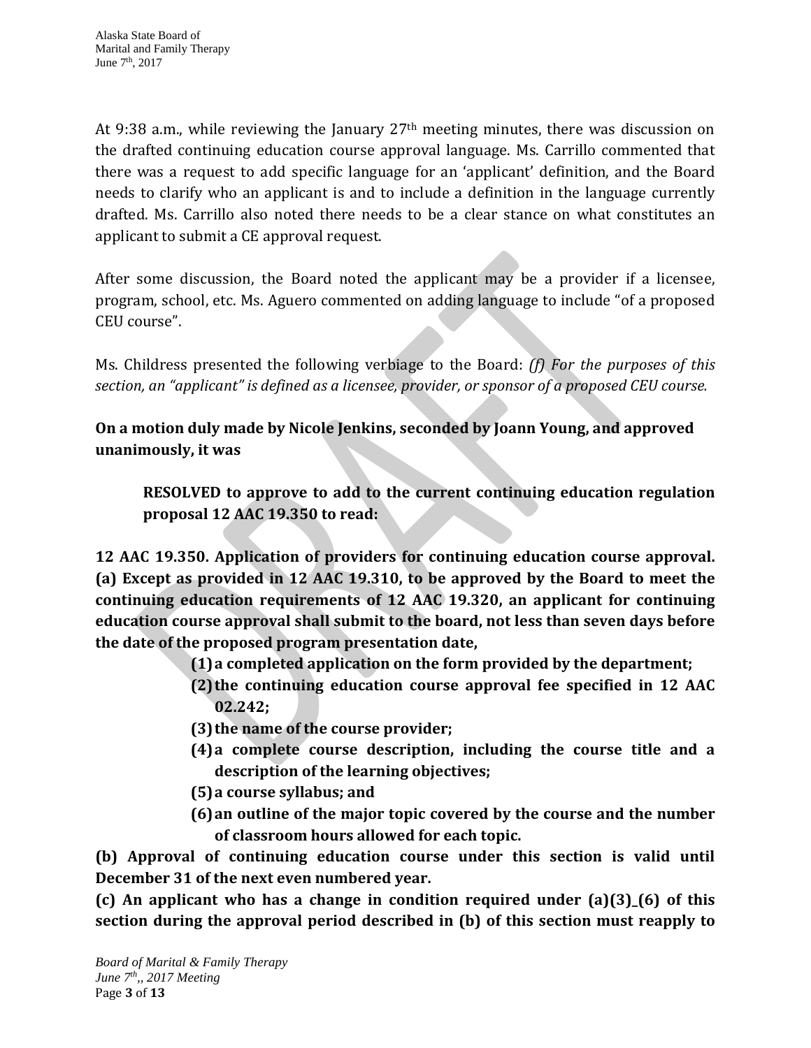At 9:38 a.m., while reviewing the January 27th meeting minutes, there was discussion on the drafted continuing education course approval language. Ms. Carrillo commented that there was a request to add specific language for an 'applicant' definition, and the Board needs to clarify who an applicant is and to include a definition in the language currently drafted. Ms. Carrillo also noted there needs to be a clear stance on what constitutes an applicant to submit a CE approval request.

After some discussion, the Board noted the applicant may be a provider if a licensee, program, school, etc. Ms. Aguero commented on adding language to include "of a proposed CEU course".

Ms. Childress presented the following verbiage to the Board: *(f) For the purposes of this section, an "applicant" is defined as a licensee, provider, or sponsor of a proposed CEU course.*

**On a motion duly made by Nicole Jenkins, seconded by Joann Young, and approved unanimously, it was**

> **RESOLVED to approve to add to the current continuing education regulation proposal 12 AAC 19.350 to read:**

**12 AAC 19.350. Application of providers for continuing education course approval. (a) Except as provided in 12 AAC 19.310, to be approved by the Board to meet the continuing education requirements of 12 AAC 19.320, an applicant for continuing education course approval shall submit to the board, not less than seven days before the date of the proposed program presentation date,**

> **(1) a completed application on the form provided by the department;**
> **(2) the continuing education course approval fee specified in 12 AAC 02.242;**
> **(3) the name of the course provider;**
> **(4) a complete course description, including the course title and a description of the learning objectives;**
> **(5) a course syllabus; and**
> **(6) an outline of the major topic covered by the course and the number of classroom hours allowed for each topic.**

**(b) Approval of continuing education course under this section is valid until December 31 of the next even numbered year.**

**(c) An applicant who has a change in condition required under (a)(3)\_(6) of this section during the approval period described in (b) of this section must reapply to**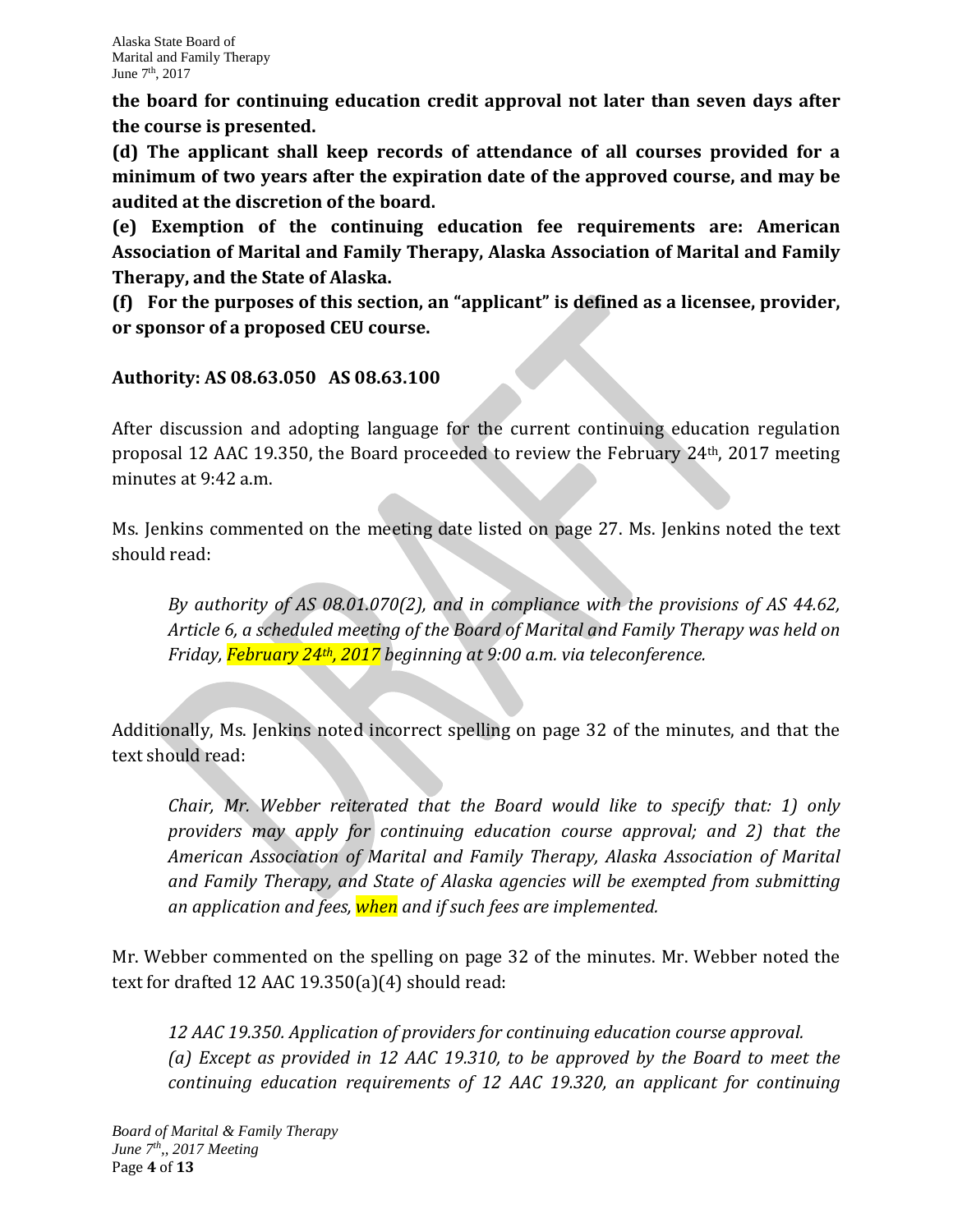**the board for continuing education credit approval not later than seven days after the course is presented.**

**(d) The applicant shall keep records of attendance of all courses provided for a minimum of two years after the expiration date of the approved course, and may be audited at the discretion of the board.**

**(e) Exemption of the continuing education fee requirements are: American Association of Marital and Family Therapy, Alaska Association of Marital and Family Therapy, and the State of Alaska.**

**(f) For the purposes of this section, an "applicant" is defined as a licensee, provider, or sponsor of a proposed CEU course.**

**Authority: AS 08.63.050 AS 08.63.100**

After discussion and adopting language for the current continuing education regulation proposal 12 AAC 19.350, the Board proceeded to review the February 24th, 2017 meeting minutes at 9:42 a.m.

Ms. Jenkins commented on the meeting date listed on page 27. Ms. Jenkins noted the text should read:

> *By authority of AS 08.01.070(2), and in compliance with the provisions of AS 44.62, Article 6, a scheduled meeting of the Board of Marital and Family Therapy was held on Friday, February 24th, 2017 beginning at 9:00 a.m. via teleconference.*

Additionally, Ms. Jenkins noted incorrect spelling on page 32 of the minutes, and that the text should read:

> *Chair, Mr. Webber reiterated that the Board would like to specify that: 1) only providers may apply for continuing education course approval; and 2) that the American Association of Marital and Family Therapy, Alaska Association of Marital and Family Therapy, and State of Alaska agencies will be exempted from submitting an application and fees, when and if such fees are implemented.*

Mr. Webber commented on the spelling on page 32 of the minutes. Mr. Webber noted the text for drafted 12 AAC 19.350(a)(4) should read:

> *12 AAC 19.350. Application of providers for continuing education course approval.*
> *(a) Except as provided in 12 AAC 19.310, to be approved by the Board to meet the continuing education requirements of 12 AAC 19.320, an applicant for continuing*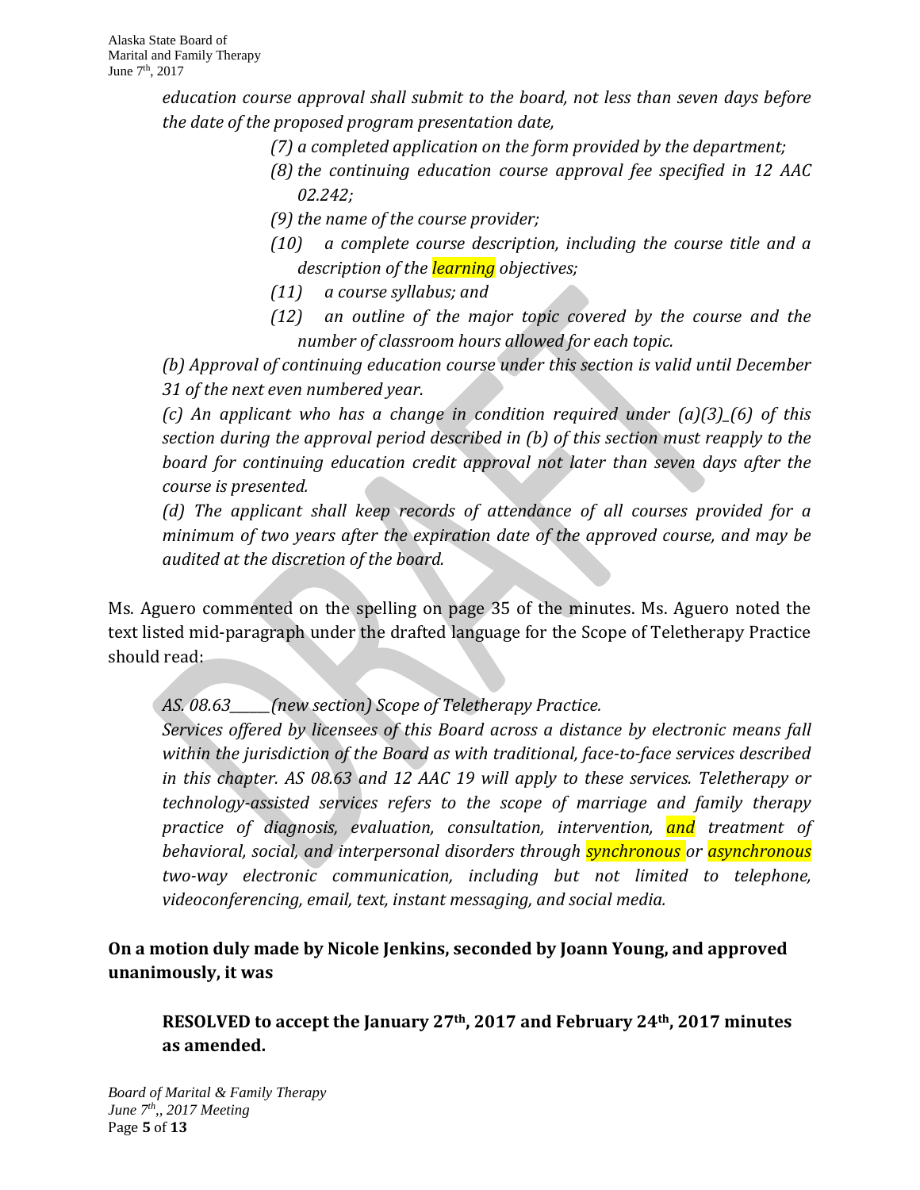*education course approval shall submit to the board, not less than seven days before the date of the proposed program presentation date,*

> *(7) a completed application on the form provided by the department;*
> *(8) the continuing education course approval fee specified in 12 AAC 02.242;*
> *(9) the name of the course provider;*
> *(10) a complete course description, including the course title and a description of the learning objectives;*
> *(11) a course syllabus; and*
> *(12) an outline of the major topic covered by the course and the number of classroom hours allowed for each topic.*

*(b) Approval of continuing education course under this section is valid until December 31 of the next even numbered year.*

*(c) An applicant who has a change in condition required under (a)(3)_(6) of this section during the approval period described in (b) of this section must reapply to the board for continuing education credit approval not later than seven days after the course is presented.*

*(d) The applicant shall keep records of attendance of all courses provided for a minimum of two years after the expiration date of the approved course, and may be audited at the discretion of the board.*

Ms. Aguero commented on the spelling on page 35 of the minutes. Ms. Aguero noted the text listed mid-paragraph under the drafted language for the Scope of Teletherapy Practice should read:

*AS. 08.63______(new section) Scope of Teletherapy Practice.*
*Services offered by licensees of this Board across a distance by electronic means fall within the jurisdiction of the Board as with traditional, face-to-face services described in this chapter. AS 08.63 and 12 AAC 19 will apply to these services. Teletherapy or technology-assisted services refers to the scope of marriage and family therapy practice of diagnosis, evaluation, consultation, intervention, and treatment of behavioral, social, and interpersonal disorders through synchronous or asynchronous two-way electronic communication, including but not limited to telephone, videoconferencing, email, text, instant messaging, and social media.*

**On a motion duly made by Nicole Jenkins, seconded by Joann Young, and approved unanimously, it was**

> **RESOLVED to accept the January 27th, 2017 and February 24th, 2017 minutes as amended.**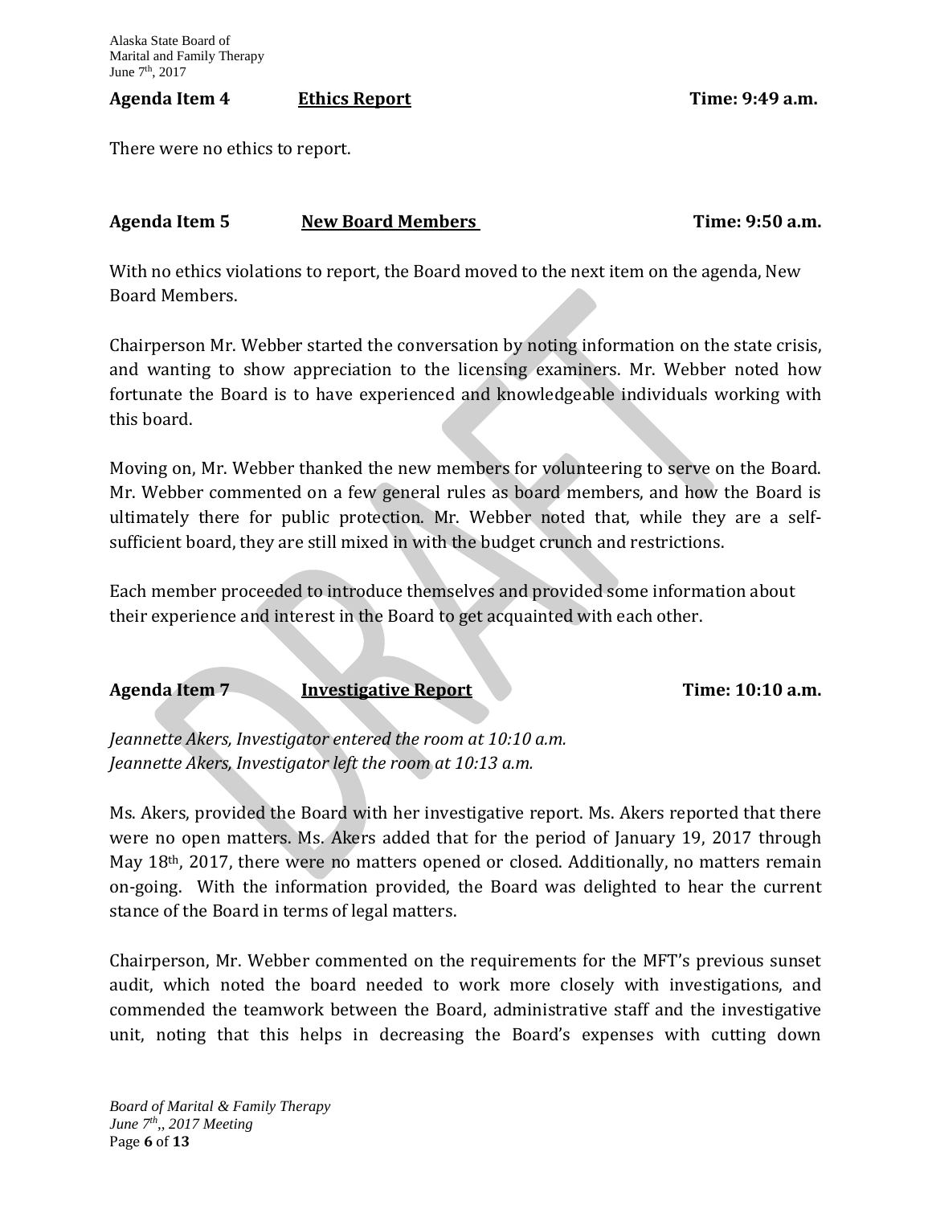**Agenda Item 4 Ethics Report Time: 9:49 a.m.**

There were no ethics to report.

**Agenda Item 5 New Board Members Time: 9:50 a.m.**

With no ethics violations to report, the Board moved to the next item on the agenda, New Board Members.

Chairperson Mr. Webber started the conversation by noting information on the state crisis, and wanting to show appreciation to the licensing examiners. Mr. Webber noted how fortunate the Board is to have experienced and knowledgeable individuals working with this board.

Moving on, Mr. Webber thanked the new members for volunteering to serve on the Board. Mr. Webber commented on a few general rules as board members, and how the Board is ultimately there for public protection. Mr. Webber noted that, while they are a self-sufficient board, they are still mixed in with the budget crunch and restrictions.

Each member proceeded to introduce themselves and provided some information about their experience and interest in the Board to get acquainted with each other.

**Agenda Item 7 Investigative Report Time: 10:10 a.m.**

*Jeannette Akers, Investigator entered the room at 10:10 a.m.*
*Jeannette Akers, Investigator left the room at 10:13 a.m.*

Ms. Akers, provided the Board with her investigative report. Ms. Akers reported that there were no open matters. Ms. Akers added that for the period of January 19, 2017 through May 18th, 2017, there were no matters opened or closed. Additionally, no matters remain on-going. With the information provided, the Board was delighted to hear the current stance of the Board in terms of legal matters.

Chairperson, Mr. Webber commented on the requirements for the MFT's previous sunset audit, which noted the board needed to work more closely with investigations, and commended the teamwork between the Board, administrative staff and the investigative unit, noting that this helps in decreasing the Board's expenses with cutting down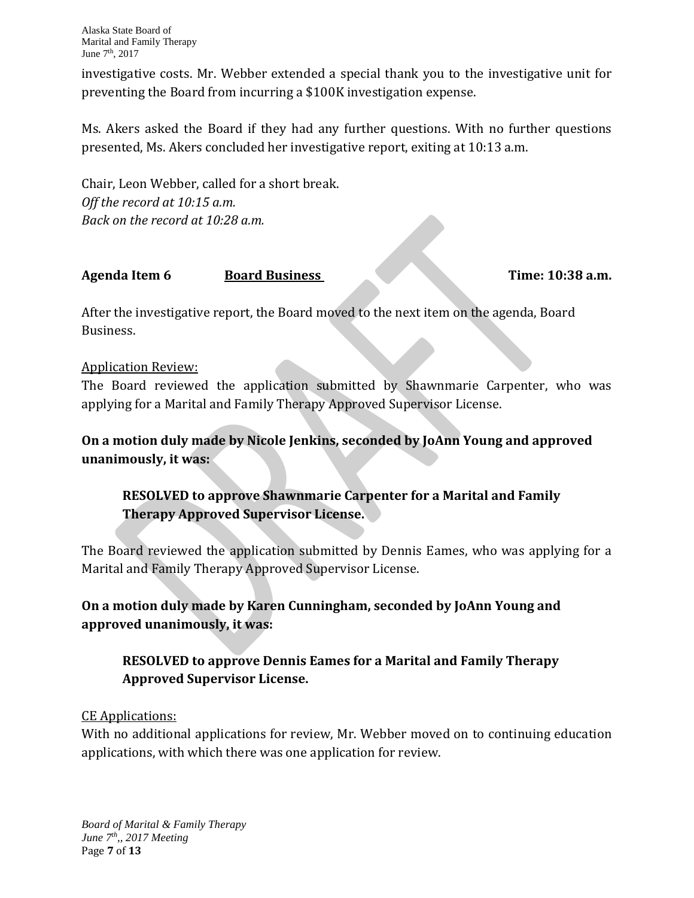investigative costs. Mr. Webber extended a special thank you to the investigative unit for preventing the Board from incurring a $100K investigation expense.

Ms. Akers asked the Board if they had any further questions. With no further questions presented, Ms. Akers concluded her investigative report, exiting at 10:13 a.m.

Chair, Leon Webber, called for a short break.
*Off the record at 10:15 a.m.*
*Back on the record at 10:28 a.m.*

**Agenda Item 6** **Board Business** **Time: 10:38 a.m.**

After the investigative report, the Board moved to the next item on the agenda, Board Business.

Application Review:
The Board reviewed the application submitted by Shawnmarie Carpenter, who was applying for a Marital and Family Therapy Approved Supervisor License.

**On a motion duly made by Nicole Jenkins, seconded by JoAnn Young and approved unanimously, it was:**

> **RESOLVED to approve Shawnmarie Carpenter for a Marital and Family Therapy Approved Supervisor License.**

The Board reviewed the application submitted by Dennis Eames, who was applying for a Marital and Family Therapy Approved Supervisor License.

**On a motion duly made by Karen Cunningham, seconded by JoAnn Young and approved unanimously, it was:**

> **RESOLVED to approve Dennis Eames for a Marital and Family Therapy Approved Supervisor License.**

CE Applications:
With no additional applications for review, Mr. Webber moved on to continuing education applications, with which there was one application for review.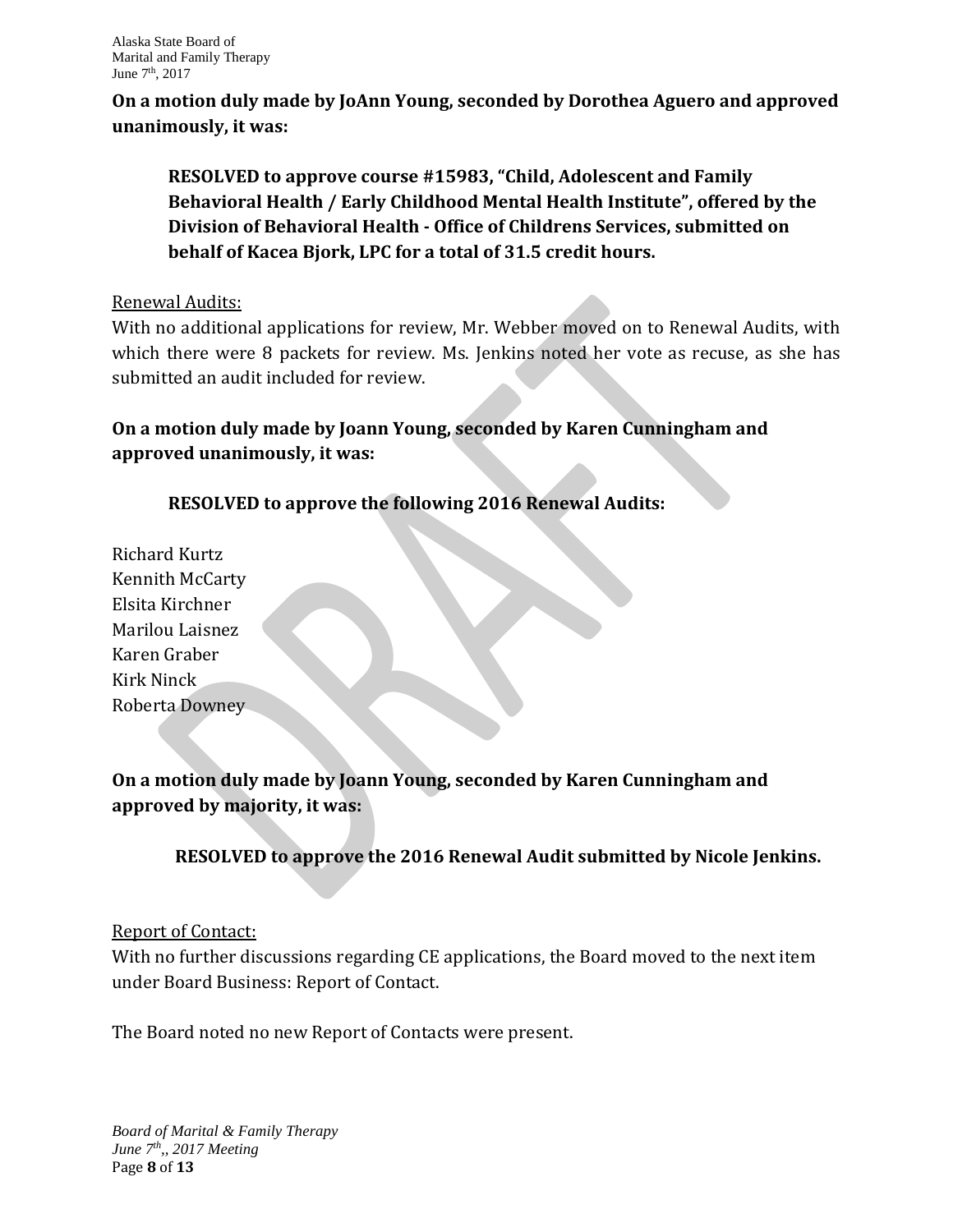**On a motion duly made by JoAnn Young, seconded by Dorothea Aguero and approved unanimously, it was:**

> **RESOLVED to approve course #15983, "Child, Adolescent and Family Behavioral Health / Early Childhood Mental Health Institute", offered by the Division of Behavioral Health - Office of Childrens Services, submitted on behalf of Kacea Bjork, LPC for a total of 31.5 credit hours.**

Renewal Audits:

With no additional applications for review, Mr. Webber moved on to Renewal Audits, with which there were 8 packets for review. Ms. Jenkins noted her vote as recuse, as she has submitted an audit included for review.

**On a motion duly made by Joann Young, seconded by Karen Cunningham and approved unanimously, it was:**

> **RESOLVED to approve the following 2016 Renewal Audits:**

Richard Kurtz
Kennith McCarty
Elsita Kirchner
Marilou Laisnez
Karen Graber
Kirk Ninck
Roberta Downey

**On a motion duly made by Joann Young, seconded by Karen Cunningham and approved by majority, it was:**

> **RESOLVED to approve the 2016 Renewal Audit submitted by Nicole Jenkins.**

Report of Contact:

With no further discussions regarding CE applications, the Board moved to the next item under Board Business: Report of Contact.

The Board noted no new Report of Contacts were present.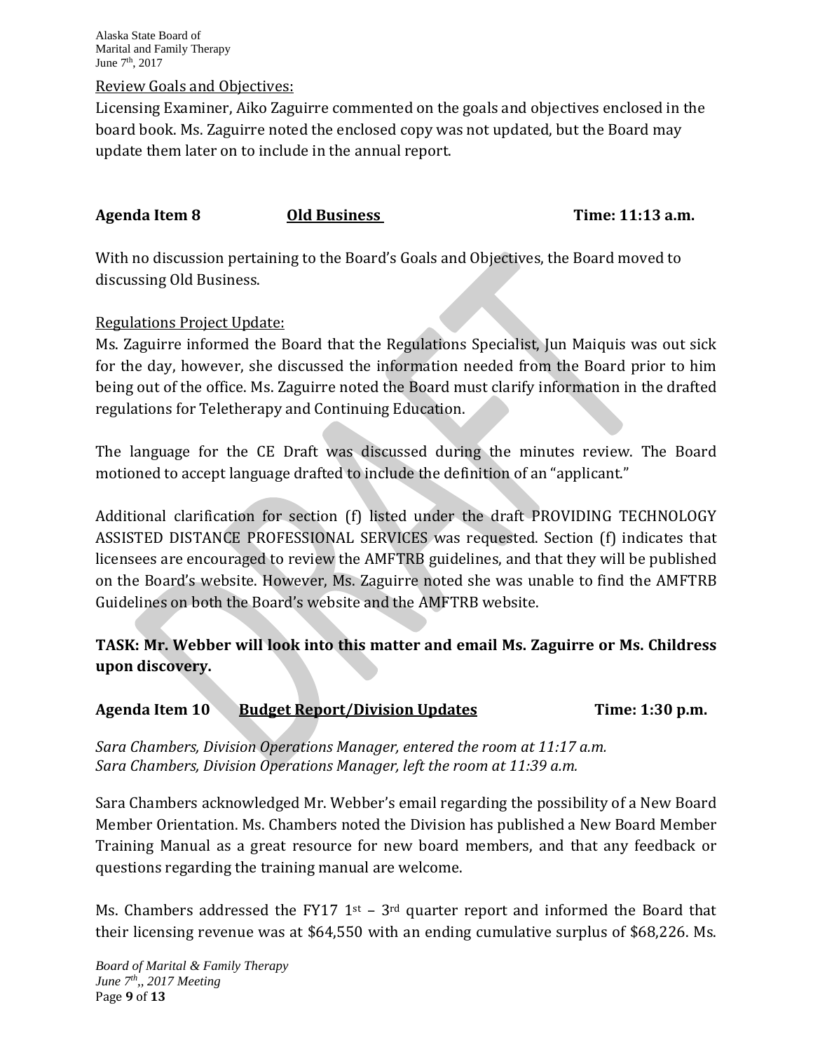Review Goals and Objectives:

Licensing Examiner, Aiko Zaguirre commented on the goals and objectives enclosed in the board book. Ms. Zaguirre noted the enclosed copy was not updated, but the Board may update them later on to include in the annual report.

**Agenda Item 8 Old Business Time: 11:13 a.m.**

With no discussion pertaining to the Board's Goals and Objectives, the Board moved to discussing Old Business.

Regulations Project Update:

Ms. Zaguirre informed the Board that the Regulations Specialist, Jun Maiquis was out sick for the day, however, she discussed the information needed from the Board prior to him being out of the office. Ms. Zaguirre noted the Board must clarify information in the drafted regulations for Teletherapy and Continuing Education.

The language for the CE Draft was discussed during the minutes review. The Board motioned to accept language drafted to include the definition of an "applicant."

Additional clarification for section (f) listed under the draft PROVIDING TECHNOLOGY ASSISTED DISTANCE PROFESSIONAL SERVICES was requested. Section (f) indicates that licensees are encouraged to review the AMFTRB guidelines, and that they will be published on the Board's website. However, Ms. Zaguirre noted she was unable to find the AMFTRB Guidelines on both the Board's website and the AMFTRB website.

**TASK: Mr. Webber will look into this matter and email Ms. Zaguirre or Ms. Childress upon discovery.**

**Agenda Item 10 Budget Report/Division Updates Time: 1:30 p.m.**

*Sara Chambers, Division Operations Manager, entered the room at 11:17 a.m.*
*Sara Chambers, Division Operations Manager, left the room at 11:39 a.m.*

Sara Chambers acknowledged Mr. Webber's email regarding the possibility of a New Board Member Orientation. Ms. Chambers noted the Division has published a New Board Member Training Manual as a great resource for new board members, and that any feedback or questions regarding the training manual are welcome.

Ms. Chambers addressed the FY17 1st – 3rd quarter report and informed the Board that their licensing revenue was at $64,550 with an ending cumulative surplus of $68,226. Ms.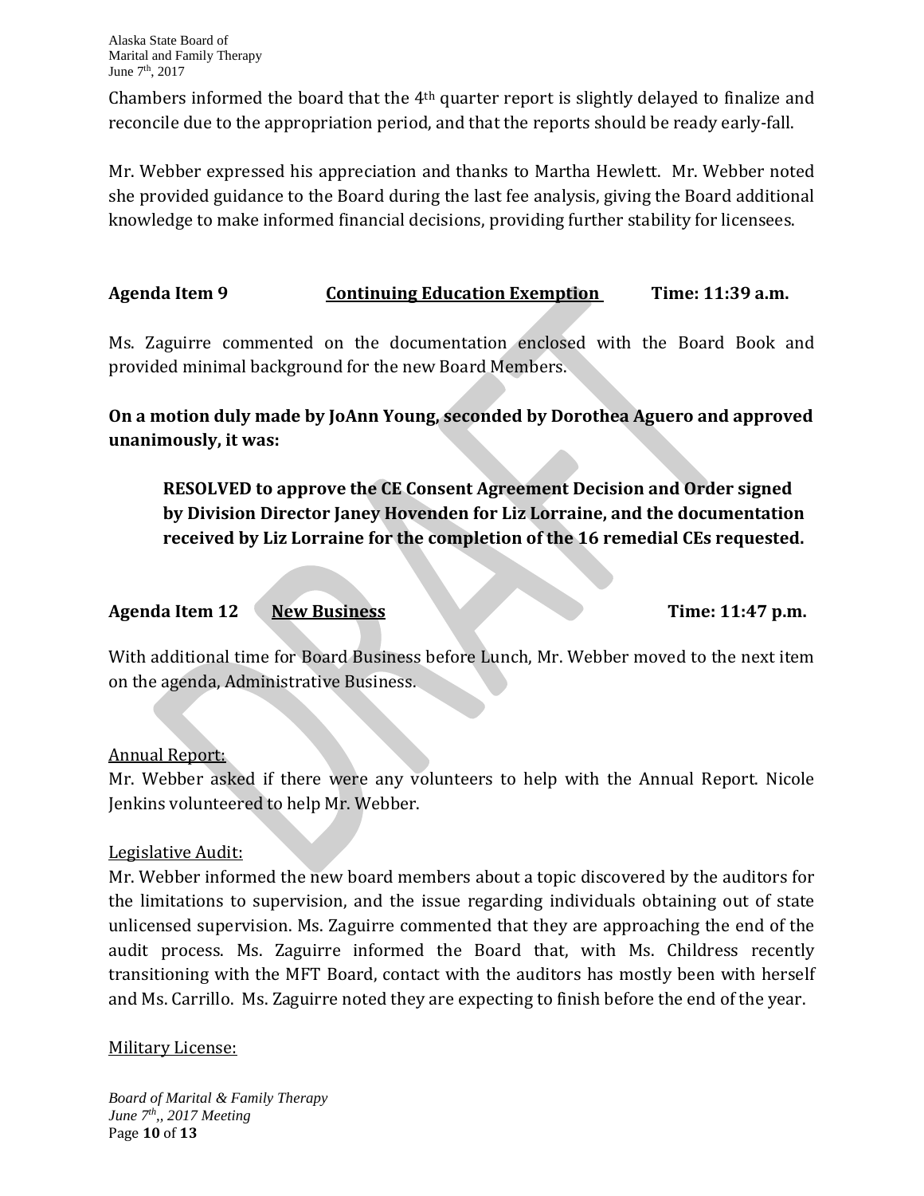Chambers informed the board that the 4th quarter report is slightly delayed to finalize and reconcile due to the appropriation period, and that the reports should be ready early-fall.

Mr. Webber expressed his appreciation and thanks to Martha Hewlett. Mr. Webber noted she provided guidance to the Board during the last fee analysis, giving the Board additional knowledge to make informed financial decisions, providing further stability for licensees.

**Agenda Item 9 <u>Continuing Education Exemption</u> Time: 11:39 a.m.**

Ms. Zaguirre commented on the documentation enclosed with the Board Book and provided minimal background for the new Board Members.

**On a motion duly made by JoAnn Young, seconded by Dorothea Aguero and approved unanimously, it was:**

> **RESOLVED to approve the CE Consent Agreement Decision and Order signed by Division Director Janey Hovenden for Liz Lorraine, and the documentation received by Liz Lorraine for the completion of the 16 remedial CEs requested.**

**Agenda Item 12 <u>New Business</u> Time: 11:47 p.m.**

With additional time for Board Business before Lunch, Mr. Webber moved to the next item on the agenda, Administrative Business.

<u>Annual Report:</u>
Mr. Webber asked if there were any volunteers to help with the Annual Report. Nicole Jenkins volunteered to help Mr. Webber.

<u>Legislative Audit:</u>
Mr. Webber informed the new board members about a topic discovered by the auditors for the limitations to supervision, and the issue regarding individuals obtaining out of state unlicensed supervision. Ms. Zaguirre commented that they are approaching the end of the audit process. Ms. Zaguirre informed the Board that, with Ms. Childress recently transitioning with the MFT Board, contact with the auditors has mostly been with herself and Ms. Carrillo. Ms. Zaguirre noted they are expecting to finish before the end of the year.

<u>Military License:</u>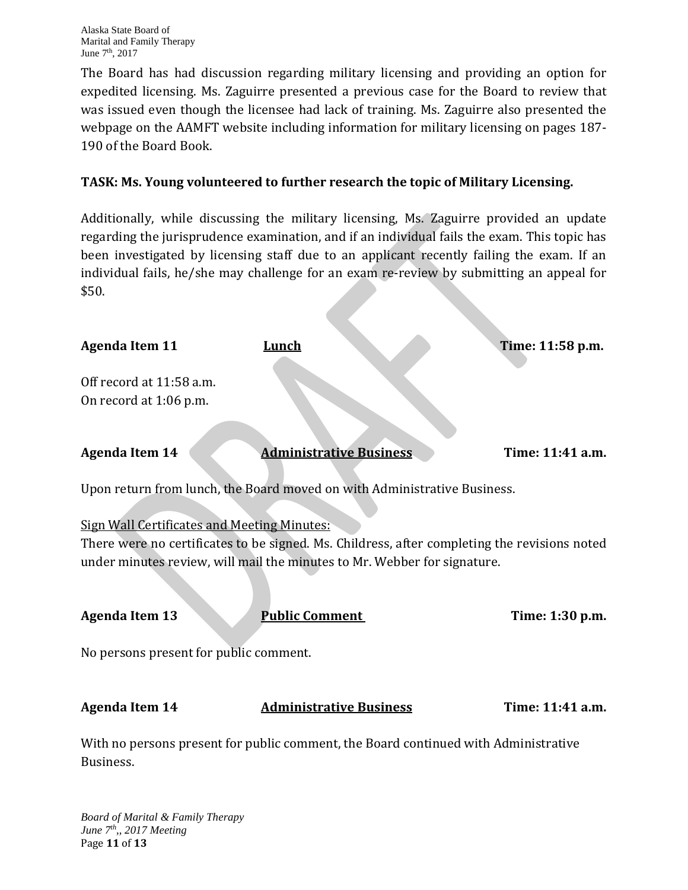The Board has had discussion regarding military licensing and providing an option for expedited licensing. Ms. Zaguirre presented a previous case for the Board to review that was issued even though the licensee had lack of training. Ms. Zaguirre also presented the webpage on the AAMFT website including information for military licensing on pages 187-190 of the Board Book.

**TASK: Ms. Young volunteered to further research the topic of Military Licensing.**

Additionally, while discussing the military licensing, Ms. Zaguirre provided an update regarding the jurisprudence examination, and if an individual fails the exam. This topic has been investigated by licensing staff due to an applicant recently failing the exam. If an individual fails, he/she may challenge for an exam re-review by submitting an appeal for $50.

**Agenda Item 11** **Lunch** **Time: 11:58 p.m.**

Off record at 11:58 a.m.
On record at 1:06 p.m.

**Agenda Item 14** **Administrative Business** **Time: 11:41 a.m.**

Upon return from lunch, the Board moved on with Administrative Business.

Sign Wall Certificates and Meeting Minutes:
There were no certificates to be signed. Ms. Childress, after completing the revisions noted under minutes review, will mail the minutes to Mr. Webber for signature.

**Agenda Item 13** **Public Comment** **Time: 1:30 p.m.**

No persons present for public comment.

**Agenda Item 14** **Administrative Business** **Time: 11:41 a.m.**

With no persons present for public comment, the Board continued with Administrative Business.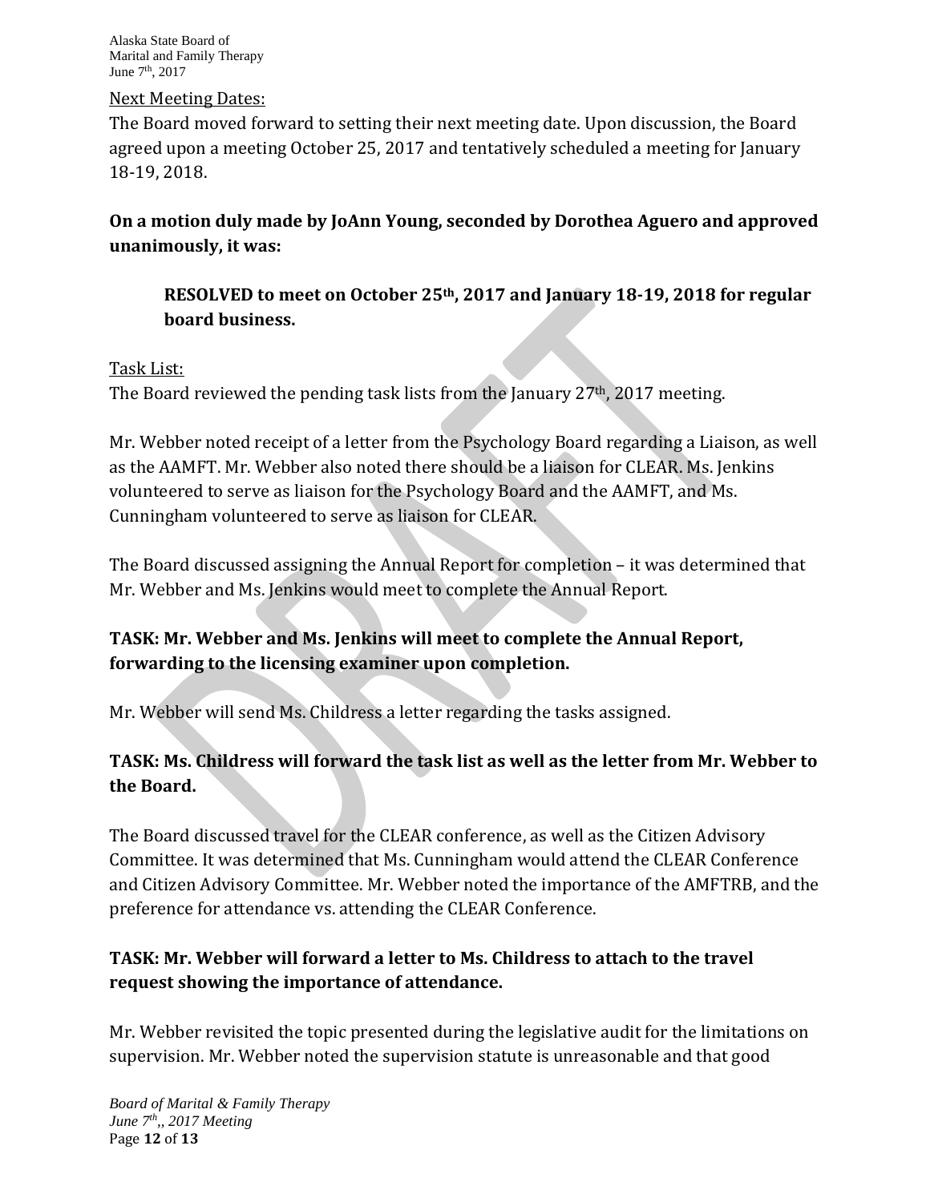Next Meeting Dates:

The Board moved forward to setting their next meeting date. Upon discussion, the Board agreed upon a meeting October 25, 2017 and tentatively scheduled a meeting for January 18-19, 2018.

**On a motion duly made by JoAnn Young, seconded by Dorothea Aguero and approved unanimously, it was:**

> **RESOLVED to meet on October 25th, 2017 and January 18-19, 2018 for regular board business.**

Task List:

The Board reviewed the pending task lists from the January 27th, 2017 meeting.

Mr. Webber noted receipt of a letter from the Psychology Board regarding a Liaison, as well as the AAMFT. Mr. Webber also noted there should be a liaison for CLEAR. Ms. Jenkins volunteered to serve as liaison for the Psychology Board and the AAMFT, and Ms. Cunningham volunteered to serve as liaison for CLEAR.

The Board discussed assigning the Annual Report for completion – it was determined that Mr. Webber and Ms. Jenkins would meet to complete the Annual Report.

**TASK: Mr. Webber and Ms. Jenkins will meet to complete the Annual Report, forwarding to the licensing examiner upon completion.**

Mr. Webber will send Ms. Childress a letter regarding the tasks assigned.

**TASK: Ms. Childress will forward the task list as well as the letter from Mr. Webber to the Board.**

The Board discussed travel for the CLEAR conference, as well as the Citizen Advisory Committee. It was determined that Ms. Cunningham would attend the CLEAR Conference and Citizen Advisory Committee. Mr. Webber noted the importance of the AMFTRB, and the preference for attendance vs. attending the CLEAR Conference.

**TASK: Mr. Webber will forward a letter to Ms. Childress to attach to the travel request showing the importance of attendance.**

Mr. Webber revisited the topic presented during the legislative audit for the limitations on supervision. Mr. Webber noted the supervision statute is unreasonable and that good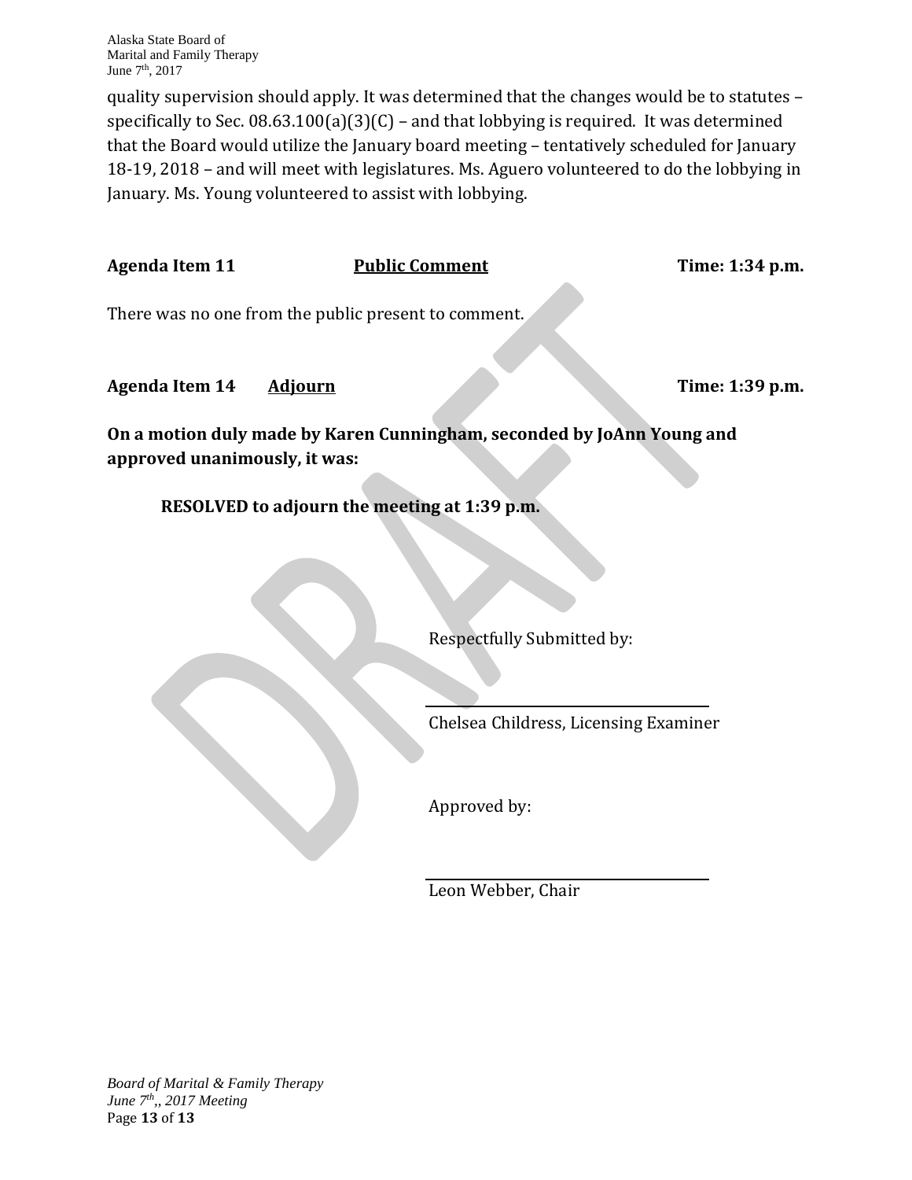quality supervision should apply. It was determined that the changes would be to statutes – specifically to Sec. 08.63.100(a)(3)(C) – and that lobbying is required. It was determined that the Board would utilize the January board meeting – tentatively scheduled for January 18-19, 2018 – and will meet with legislatures. Ms. Aguero volunteered to do the lobbying in January. Ms. Young volunteered to assist with lobbying.

**Agenda Item 11** **Public Comment** **Time: 1:34 p.m.**

There was no one from the public present to comment.

**Agenda Item 14** **Adjourn** **Time: 1:39 p.m.**

**On a motion duly made by Karen Cunningham, seconded by JoAnn Young and approved unanimously, it was:**

> **RESOLVED to adjourn the meeting at 1:39 p.m.**

Respectfully Submitted by:

\_\_\_\_\_\_\_\_\_\_\_\_\_\_\_\_\_\_\_\_\_\_\_\_\_\_\_\_\_\_\_\_\_\_

Chelsea Childress, Licensing Examiner

Approved by:

\_\_\_\_\_\_\_\_\_\_\_\_\_\_\_\_\_\_\_\_\_\_\_\_\_\_\_\_\_\_\_\_\_\_

Leon Webber, Chair